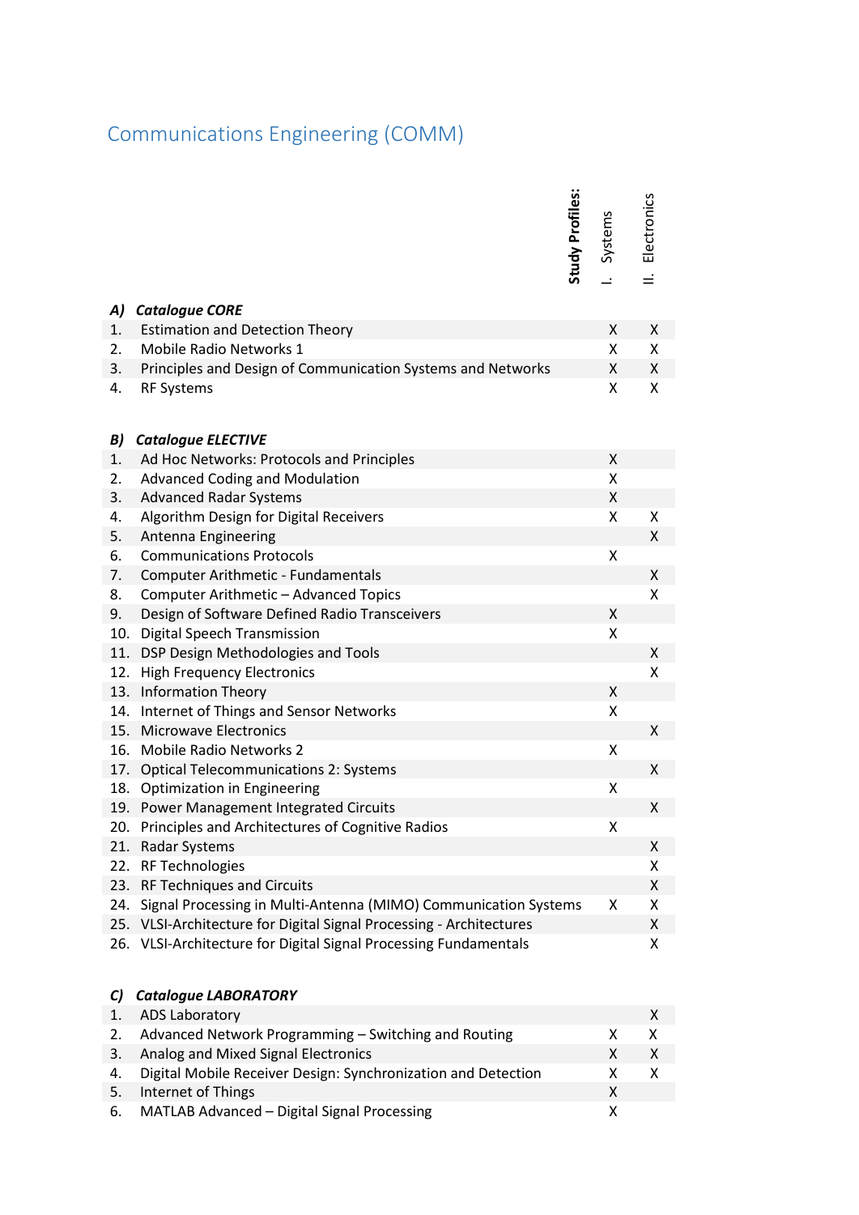# Communications Engineering (COMM)

| | Study Profiles: | I. Systems | II. Electronics |
|---|---|---|---|
| ***A) Catalogue CORE*** | | | |
| 1. Estimation and Detection Theory | | X | X |
| 2. Mobile Radio Networks 1 | | X | X |
| 3. Principles and Design of Communication Systems and Networks | | X | X |
| 4. RF Systems | | X | X |
| ***B) Catalogue ELECTIVE*** | | | |
| 1. Ad Hoc Networks: Protocols and Principles | | X | |
| 2. Advanced Coding and Modulation | | X | |
| 3. Advanced Radar Systems | | X | |
| 4. Algorithm Design for Digital Receivers | | X | X |
| 5. Antenna Engineering | | | X |
| 6. Communications Protocols | | X | |
| 7. Computer Arithmetic - Fundamentals | | | X |
| 8. Computer Arithmetic – Advanced Topics | | | X |
| 9. Design of Software Defined Radio Transceivers | | X | |
| 10. Digital Speech Transmission | | X | |
| 11. DSP Design Methodologies and Tools | | | X |
| 12. High Frequency Electronics | | | X |
| 13. Information Theory | | X | |
| 14. Internet of Things and Sensor Networks | | X | |
| 15. Microwave Electronics | | | X |
| 16. Mobile Radio Networks 2 | | X | |
| 17. Optical Telecommunications 2: Systems | | | X |
| 18. Optimization in Engineering | | X | |
| 19. Power Management Integrated Circuits | | | X |
| 20. Principles and Architectures of Cognitive Radios | | X | |
| 21. Radar Systems | | | X |
| 22. RF Technologies | | | X |
| 23. RF Techniques and Circuits | | | X |
| 24. Signal Processing in Multi-Antenna (MIMO) Communication Systems | | X | X |
| 25. VLSI-Architecture for Digital Signal Processing - Architectures | | | X |
| 26. VLSI-Architecture for Digital Signal Processing Fundamentals | | | X |
| ***C) Catalogue LABORATORY*** | | | |
| 1. ADS Laboratory | | | X |
| 2. Advanced Network Programming – Switching and Routing | | X | X |
| 3. Analog and Mixed Signal Electronics | | X | X |
| 4. Digital Mobile Receiver Design: Synchronization and Detection | | X | X |
| 5. Internet of Things | | X | |
| 6. MATLAB Advanced – Digital Signal Processing | | X | |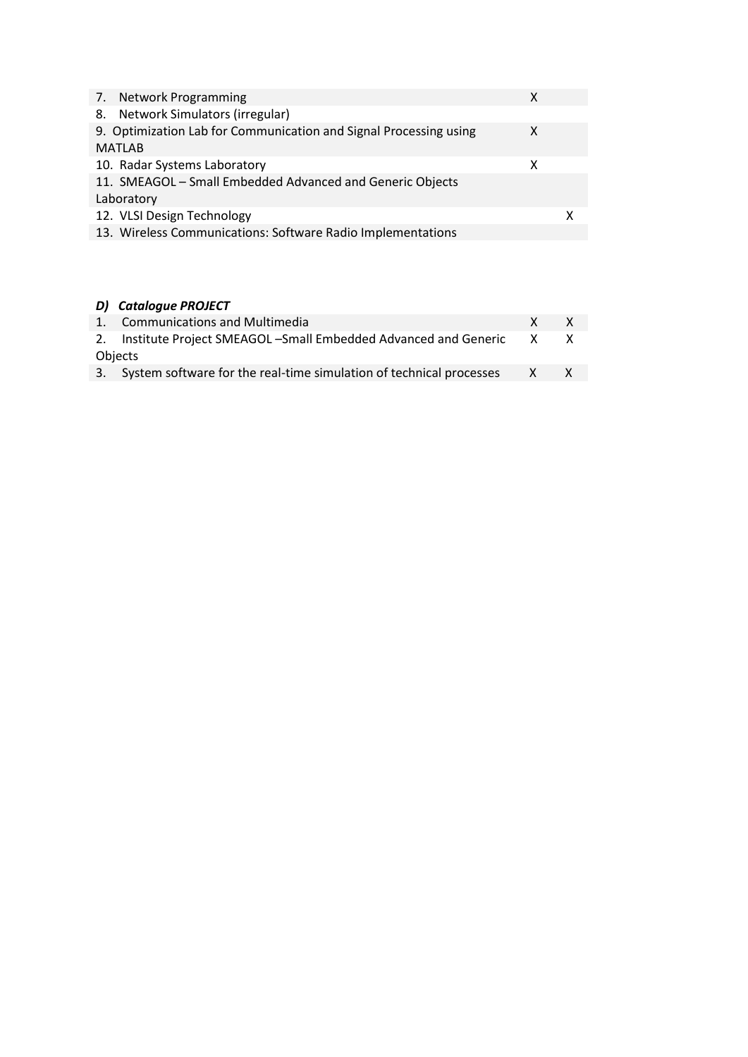| | | |
|---|---|---|
| 7. Network Programming | X | |
| 8. Network Simulators (irregular) | | |
| 9. Optimization Lab for Communication and Signal Processing using MATLAB | X | |
| 10. Radar Systems Laboratory | X | |
| 11. SMEAGOL – Small Embedded Advanced and Generic Objects Laboratory | | |
| 12. VLSI Design Technology | | X |
| 13. Wireless Communications: Software Radio Implementations | | |

***D) Catalogue PROJECT***

| | | |
|---|---|---|
| 1. Communications and Multimedia | X | X |
| 2. Institute Project SMEAGOL –Small Embedded Advanced and Generic Objects | X | X |
| 3. System software for the real-time simulation of technical processes | X | X |